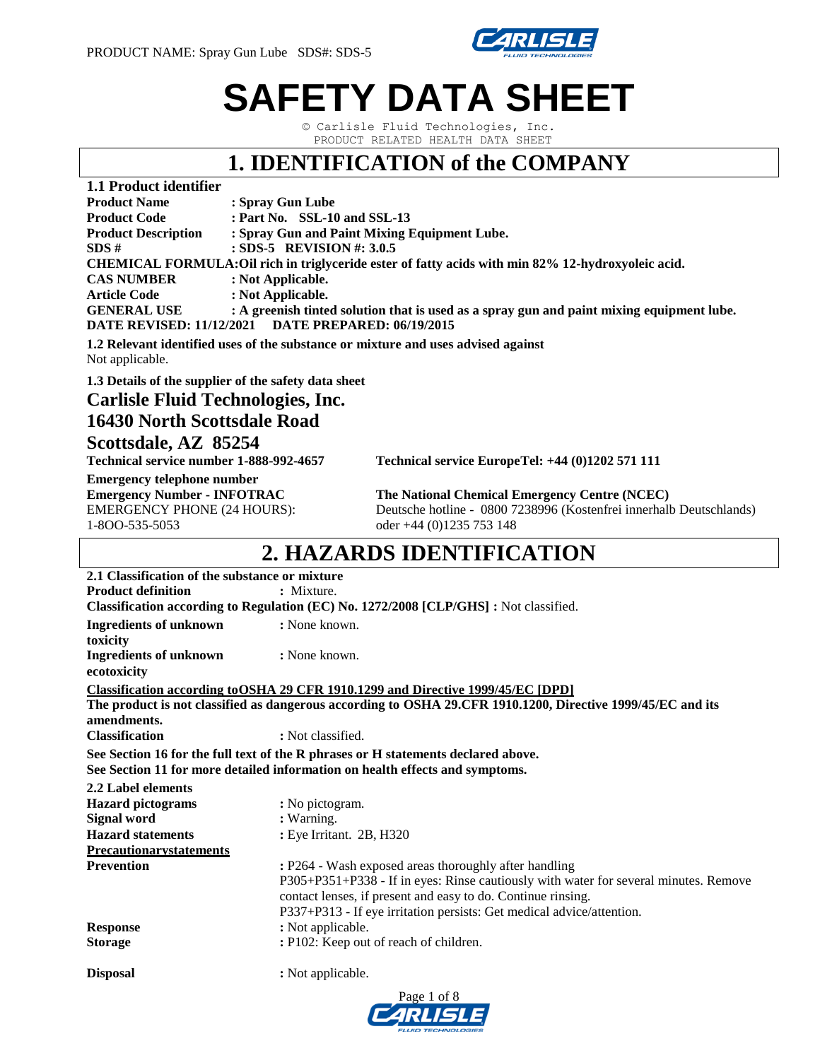# SAFETY DATA SHEET

© Carlisle Fluid Technologies, Inc.
PRODUCT RELATED HEALTH DATA SHEET

## 1. IDENTIFICATION of the COMPANY

**1.1 Product identifier**

**Product Name** : **Spray Gun Lube**
**Product Code** : **Part No. SSL-10 and SSL-13**
**Product Description** : **Spray Gun and Paint Mixing Equipment Lube.**
**SDS #** : **SDS-5 REVISION #: 3.0.5**
**CHEMICAL FORMULA:Oil rich in triglyceride ester of fatty acids with min 82% 12-hydroxyoleic acid.**
**CAS NUMBER** : **Not Applicable.**
**Article Code** : **Not Applicable.**
**GENERAL USE** : **A greenish tinted solution that is used as a spray gun and paint mixing equipment lube.**
**DATE REVISED: 11/12/2021 DATE PREPARED: 06/19/2015**

**1.2 Relevant identified uses of the substance or mixture and uses advised against**
Not applicable.

**1.3 Details of the supplier of the safety data sheet**

### Carlisle Fluid Technologies, Inc.
### 16430 North Scottsdale Road
### Scottsdale, AZ 85254

**Technical service number 1-888-992-4657**

**Technical service EuropeTel: +44 (0)1202 571 111**

**Emergency telephone number**
**Emergency Number - INFOTRAC**
EMERGENCY PHONE (24 HOURS):
1-8OO-535-5053

**The National Chemical Emergency Centre (NCEC)**
Deutsche hotline - 0800 7238996 (Kostenfrei innerhalb Deutschlands)
oder +44 (0)1235 753 148

## 2. HAZARDS IDENTIFICATION

**2.1 Classification of the substance or mixture**
**Product definition** : Mixture.
**Classification according to Regulation (EC) No. 1272/2008 [CLP/GHS] :** Not classified.
**Ingredients of unknown toxicity** : None known.
**Ingredients of unknown ecotoxicity** : None known.

**Classification according toOSHA 29 CFR 1910.1299 and Directive 1999/45/EC [DPD]**
**The product is not classified as dangerous according to OSHA 29.CFR 1910.1200, Directive 1999/45/EC and its amendments.**
**Classification** : Not classified.

**See Section 16 for the full text of the R phrases or H statements declared above.**
**See Section 11 for more detailed information on health effects and symptoms.**

**2.2 Label elements**
**Hazard pictograms** : No pictogram.
**Signal word** : Warning.
**Hazard statements** : Eye Irritant. 2B, H320
**Precautionarystatements**
**Prevention** : P264 - Wash exposed areas thoroughly after handling
P305+P351+P338 - If in eyes: Rinse cautiously with water for several minutes. Remove contact lenses, if present and easy to do. Continue rinsing.
P337+P313 - If eye irritation persists: Get medical advice/attention.
**Response** : Not applicable.
**Storage** : P102: Keep out of reach of children.
**Disposal** : Not applicable.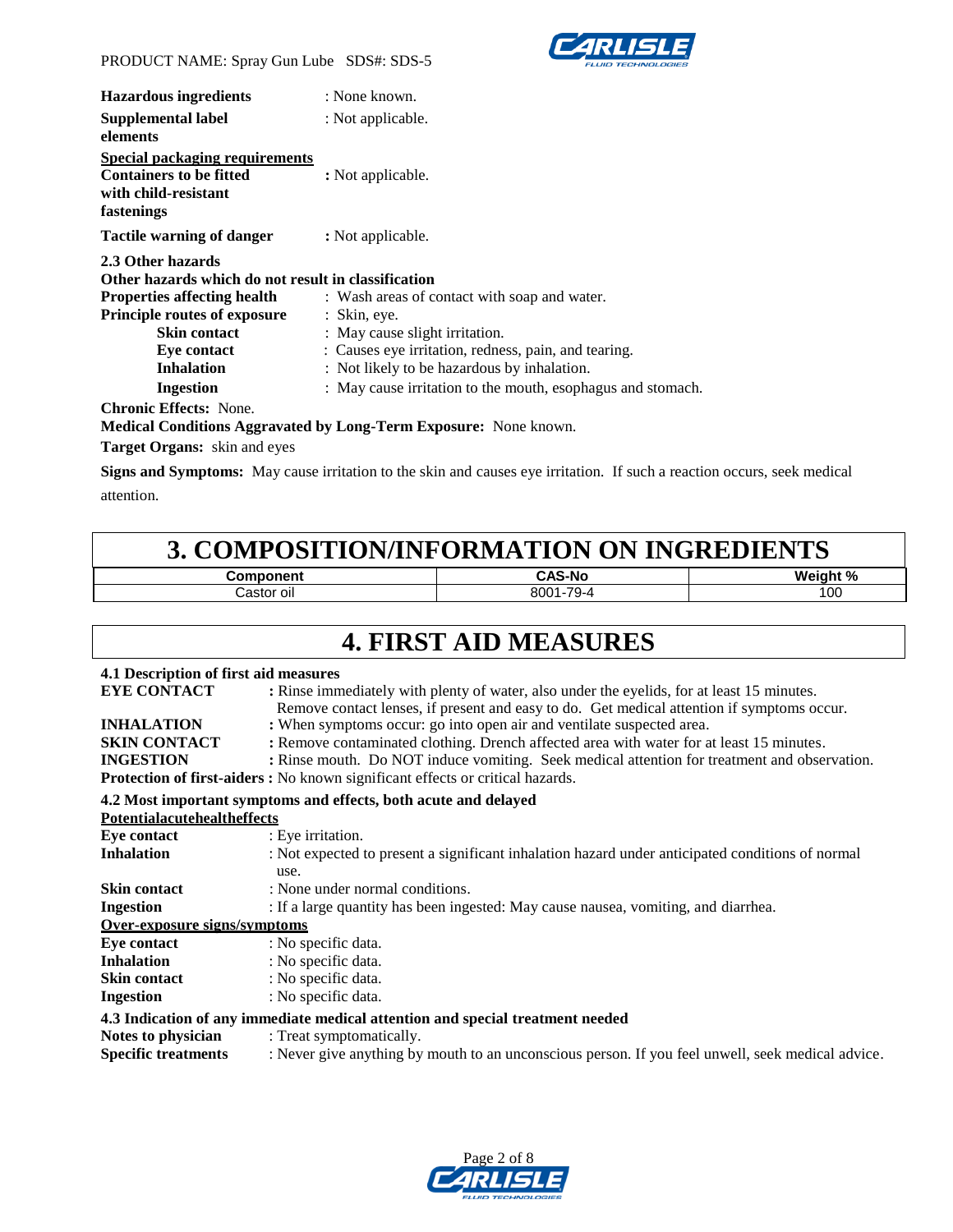**Hazardous ingredients** : None known.

**Supplemental label elements** : Not applicable.

**Special packaging requirements**

**Containers to be fitted with child-resistant fastenings** : Not applicable.

**Tactile warning of danger** : Not applicable.

**2.3 Other hazards**

**Other hazards which do not result in classification**

**Properties affecting health** : Wash areas of contact with soap and water.

**Principle routes of exposure** : Skin, eye.

- **Skin contact** : May cause slight irritation.
- **Eye contact** : Causes eye irritation, redness, pain, and tearing.
- **Inhalation** : Not likely to be hazardous by inhalation.
- **Ingestion** : May cause irritation to the mouth, esophagus and stomach.

**Chronic Effects:** None.

**Medical Conditions Aggravated by Long-Term Exposure:** None known.

**Target Organs:** skin and eyes

**Signs and Symptoms:** May cause irritation to the skin and causes eye irritation. If such a reaction occurs, seek medical attention.

# 3. COMPOSITION/INFORMATION ON INGREDIENTS

| Component | CAS-No | Weight % |
| --- | --- | --- |
| Castor oil | 8001-79-4 | 100 |

# 4. FIRST AID MEASURES

**4.1 Description of first aid measures**

**EYE CONTACT** : Rinse immediately with plenty of water, also under the eyelids, for at least 15 minutes. Remove contact lenses, if present and easy to do. Get medical attention if symptoms occur.

**INHALATION** : When symptoms occur: go into open air and ventilate suspected area.

**SKIN CONTACT** : Remove contaminated clothing. Drench affected area with water for at least 15 minutes.

**INGESTION** : Rinse mouth. Do NOT induce vomiting. Seek medical attention for treatment and observation.

**Protection of first-aiders :** No known significant effects or critical hazards.

**4.2 Most important symptoms and effects, both acute and delayed**

**Potentialacutehealtheffects**

**Eye contact** : Eye irritation.

**Inhalation** : Not expected to present a significant inhalation hazard under anticipated conditions of normal use.

**Skin contact** : None under normal conditions.

**Ingestion** : If a large quantity has been ingested: May cause nausea, vomiting, and diarrhea.

**Over-exposure signs/symptoms**

**Eye contact** : No specific data.

**Inhalation** : No specific data.

**Skin contact** : No specific data.

**Ingestion** : No specific data.

**4.3 Indication of any immediate medical attention and special treatment needed**

**Notes to physician** : Treat symptomatically.

**Specific treatments** : Never give anything by mouth to an unconscious person. If you feel unwell, seek medical advice.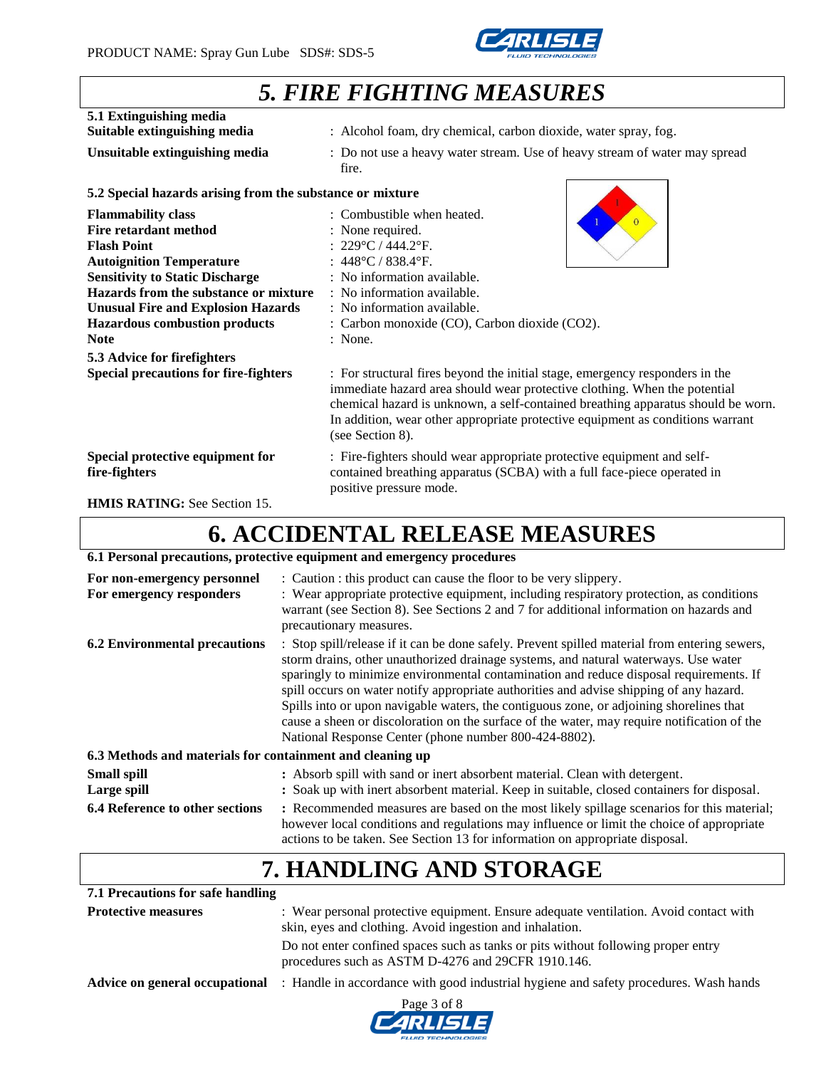# 5. FIRE FIGHTING MEASURES

**5.1 Extinguishing media**

| | |
|---|---|
| **Suitable extinguishing media** | : Alcohol foam, dry chemical, carbon dioxide, water spray, fog. |
| **Unsuitable extinguishing media** | : Do not use a heavy water stream. Use of heavy stream of water may spread fire. |

**5.2 Special hazards arising from the substance or mixture**

| | |
|---|---|
| **Flammability class** | : Combustible when heated. |
| **Fire retardant method** | : None required. |
| **Flash Point** | : 229°C / 444.2°F. |
| **Autoignition Temperature** | : 448°C / 838.4°F. |
| **Sensitivity to Static Discharge** | : No information available. |
| **Hazards from the substance or mixture** | : No information available. |
| **Unusual Fire and Explosion Hazards** | : No information available. |
| **Hazardous combustion products** | : Carbon monoxide (CO), Carbon dioxide ($CO_2$). |
| **Note** | : None. |

NFPA: Flammability 1, Health 1, Reactivity 0

**5.3 Advice for firefighters**

| | |
|---|---|
| **Special precautions for fire-fighters** | : For structural fires beyond the initial stage, emergency responders in the immediate hazard area should wear protective clothing. When the potential chemical hazard is unknown, a self-contained breathing apparatus should be worn. In addition, wear other appropriate protective equipment as conditions warrant (see Section 8). |
| **Special protective equipment for fire-fighters** | : Fire-fighters should wear appropriate protective equipment and self-contained breathing apparatus (SCBA) with a full face-piece operated in positive pressure mode. |

**HMIS RATING:** See Section 15.

# 6. ACCIDENTAL RELEASE MEASURES

**6.1 Personal precautions, protective equipment and emergency procedures**

| | |
|---|---|
| **For non-emergency personnel** | : Caution : this product can cause the floor to be very slippery. |
| **For emergency responders** | : Wear appropriate protective equipment, including respiratory protection, as conditions warrant (see Section 8). See Sections 2 and 7 for additional information on hazards and precautionary measures. |
| **6.2 Environmental precautions** | : Stop spill/release if it can be done safely. Prevent spilled material from entering sewers, storm drains, other unauthorized drainage systems, and natural waterways. Use water sparingly to minimize environmental contamination and reduce disposal requirements. If spill occurs on water notify appropriate authorities and advise shipping of any hazard. Spills into or upon navigable waters, the contiguous zone, or adjoining shorelines that cause a sheen or discoloration on the surface of the water, may require notification of the National Response Center (phone number 800-424-8802). |

**6.3 Methods and materials for containment and cleaning up**

| | |
|---|---|
| **Small spill** | **:** Absorb spill with sand or inert absorbent material. Clean with detergent. |
| **Large spill** | **:** Soak up with inert absorbent material. Keep in suitable, closed containers for disposal. |
| **6.4 Reference to other sections** | **:** Recommended measures are based on the most likely spillage scenarios for this material; however local conditions and regulations may influence or limit the choice of appropriate actions to be taken. See Section 13 for information on appropriate disposal. |

# 7. HANDLING AND STORAGE

**7.1 Precautions for safe handling**

| | |
|---|---|
| **Protective measures** | : Wear personal protective equipment. Ensure adequate ventilation. Avoid contact with skin, eyes and clothing. Avoid ingestion and inhalation.<br>Do not enter confined spaces such as tanks or pits without following proper entry procedures such as ASTM D-4276 and 29CFR 1910.146. |
| **Advice on general occupational** | : Handle in accordance with good industrial hygiene and safety procedures. Wash hands |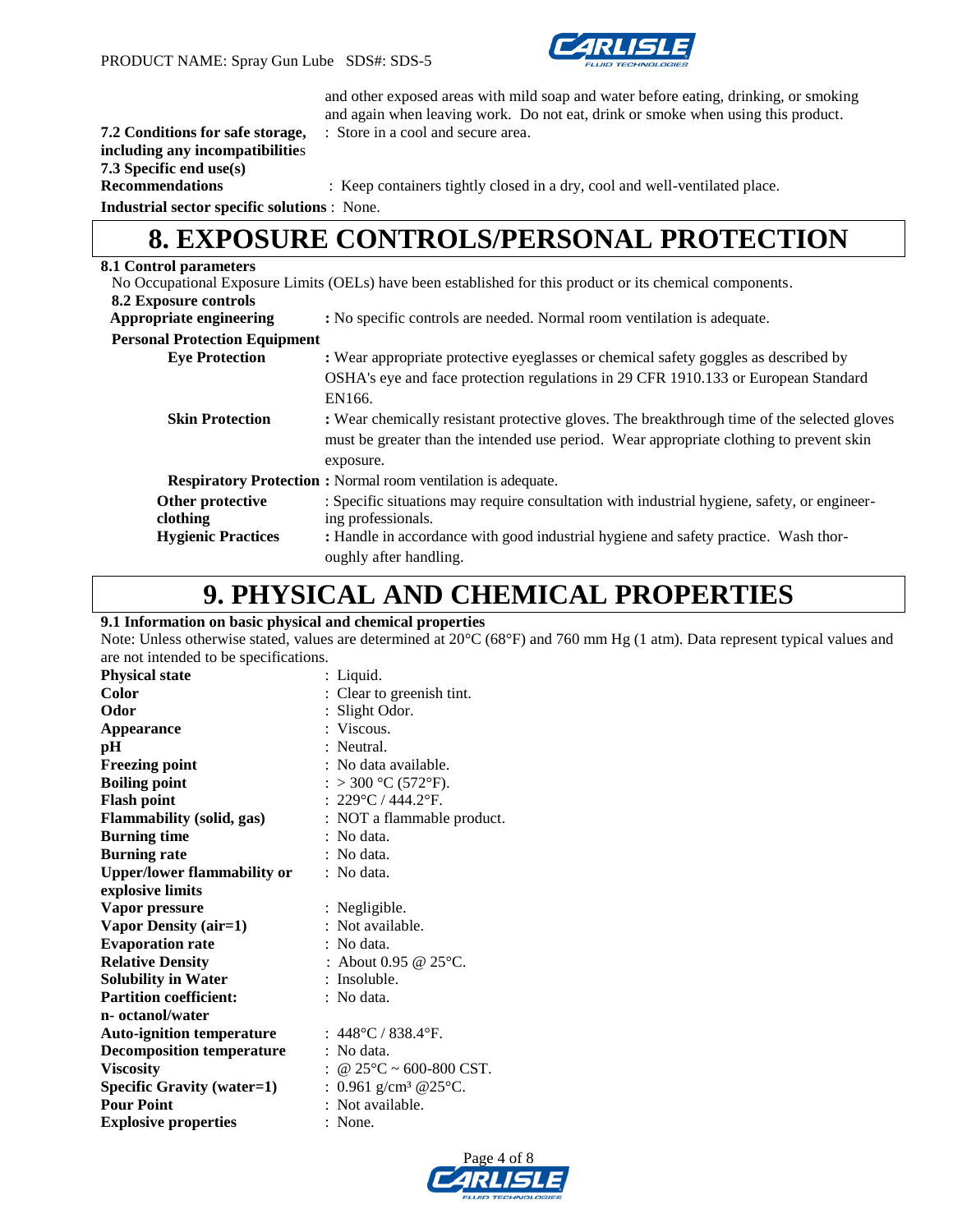and other exposed areas with mild soap and water before eating, drinking, or smoking and again when leaving work. Do not eat, drink or smoke when using this product.

**7.2 Conditions for safe storage, including any incompatibilities** : Store in a cool and secure area.

**7.3 Specific end use(s)**

**Recommendations** : Keep containers tightly closed in a dry, cool and well-ventilated place.

**Industrial sector specific solutions** : None.

# 8. EXPOSURE CONTROLS/PERSONAL PROTECTION

**8.1 Control parameters**

No Occupational Exposure Limits (OELs) have been established for this product or its chemical components.

**8.2 Exposure controls**

**Appropriate engineering** : No specific controls are needed. Normal room ventilation is adequate.

**Personal Protection Equipment**

**Eye Protection** : Wear appropriate protective eyeglasses or chemical safety goggles as described by OSHA's eye and face protection regulations in 29 CFR 1910.133 or European Standard EN166.

**Skin Protection** : Wear chemically resistant protective gloves. The breakthrough time of the selected gloves must be greater than the intended use period. Wear appropriate clothing to prevent skin exposure.

**Respiratory Protection** : Normal room ventilation is adequate.

**Other protective clothing** : Specific situations may require consultation with industrial hygiene, safety, or engineering professionals.

**Hygienic Practices** : Handle in accordance with good industrial hygiene and safety practice. Wash thoroughly after handling.

# 9. PHYSICAL AND CHEMICAL PROPERTIES

**9.1 Information on basic physical and chemical properties**

Note: Unless otherwise stated, values are determined at 20°C (68°F) and 760 mm Hg (1 atm). Data represent typical values and are not intended to be specifications.

| | |
|---|---|
| **Physical state** | : Liquid. |
| **Color** | : Clear to greenish tint. |
| **Odor** | : Slight Odor. |
| **Appearance** | : Viscous. |
| **pH** | : Neutral. |
| **Freezing point** | : No data available. |
| **Boiling point** | : > 300 °C (572°F). |
| **Flash point** | : 229°C / 444.2°F. |
| **Flammability (solid, gas)** | : NOT a flammable product. |
| **Burning time** | : No data. |
| **Burning rate** | : No data. |
| **Upper/lower flammability or explosive limits** | : No data. |
| **Vapor pressure** | : Negligible. |
| **Vapor Density (air=1)** | : Not available. |
| **Evaporation rate** | : No data. |
| **Relative Density** | : About 0.95 @ 25°C. |
| **Solubility in Water** | : Insoluble. |
| **Partition coefficient: n- octanol/water** | : No data. |
| **Auto-ignition temperature** | : 448°C / 838.4°F. |
| **Decomposition temperature** | : No data. |
| **Viscosity** | : @ 25°C ~ 600-800 CST. |
| **Specific Gravity (water=1)** | : 0.961 g/cm³ @25°C. |
| **Pour Point** | : Not available. |
| **Explosive properties** | : None. |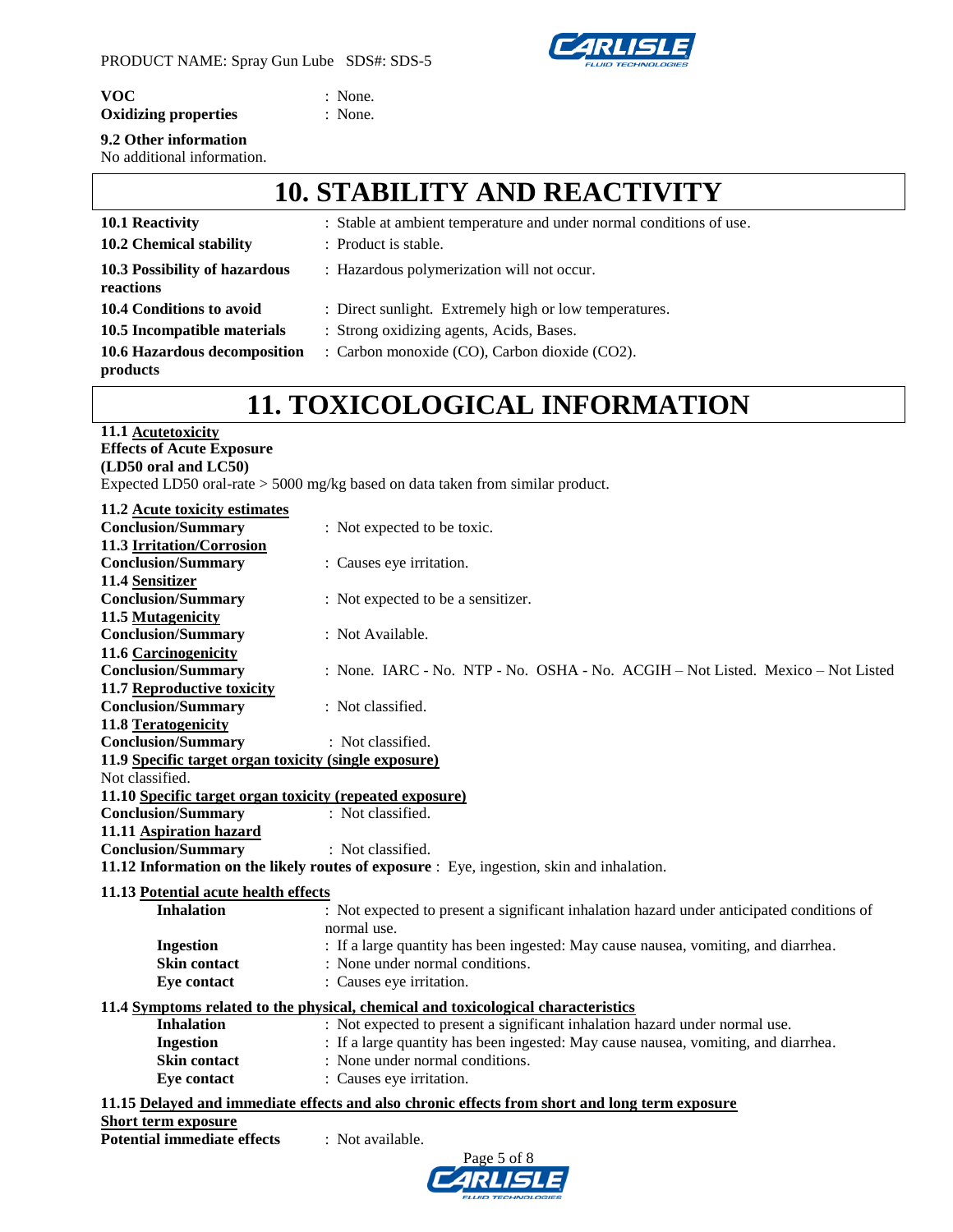**VOC** : None.
**Oxidizing properties** : None.

**9.2 Other information**
No additional information.

# 10. STABILITY AND REACTIVITY

**10.1 Reactivity** : Stable at ambient temperature and under normal conditions of use.

**10.2 Chemical stability** : Product is stable.

**10.3 Possibility of hazardous reactions** : Hazardous polymerization will not occur.

**10.4 Conditions to avoid** : Direct sunlight. Extremely high or low temperatures.

**10.5 Incompatible materials** : Strong oxidizing agents, Acids, Bases.

**10.6 Hazardous decomposition products** : Carbon monoxide (CO), Carbon dioxide ($CO_2$).

# 11. TOXICOLOGICAL INFORMATION

**11.1 Acutetoxicity**
**Effects of Acute Exposure**
**(LD50 oral and LC50)**
Expected LD50 oral-rate > 5000 mg/kg based on data taken from similar product.

**11.2 Acute toxicity estimates**
**Conclusion/Summary** : Not expected to be toxic.

**11.3 Irritation/Corrosion**
**Conclusion/Summary** : Causes eye irritation.

**11.4 Sensitizer**
**Conclusion/Summary** : Not expected to be a sensitizer.

**11.5 Mutagenicity**
**Conclusion/Summary** : Not Available.

**11.6 Carcinogenicity**
**Conclusion/Summary** : None. IARC - No. NTP - No. OSHA - No. ACGIH – Not Listed. Mexico – Not Listed

**11.7 Reproductive toxicity**
**Conclusion/Summary** : Not classified.

**11.8 Teratogenicity**
**Conclusion/Summary** : Not classified.

**11.9 Specific target organ toxicity (single exposure)**
Not classified.

**11.10 Specific target organ toxicity (repeated exposure)**
**Conclusion/Summary** : Not classified.

**11.11 Aspiration hazard**
**Conclusion/Summary** : Not classified.

**11.12 Information on the likely routes of exposure** : Eye, ingestion, skin and inhalation.

**11.13 Potential acute health effects**

- **Inhalation** : Not expected to present a significant inhalation hazard under anticipated conditions of normal use.
- **Ingestion** : If a large quantity has been ingested: May cause nausea, vomiting, and diarrhea.
- **Skin contact** : None under normal conditions.
- **Eye contact** : Causes eye irritation.

**11.4 Symptoms related to the physical, chemical and toxicological characteristics**

- **Inhalation** : Not expected to present a significant inhalation hazard under normal use.
- **Ingestion** : If a large quantity has been ingested: May cause nausea, vomiting, and diarrhea.
- **Skin contact** : None under normal conditions.
- **Eye contact** : Causes eye irritation.

**11.15 Delayed and immediate effects and also chronic effects from short and long term exposure**

**Short term exposure**
**Potential immediate effects** : Not available.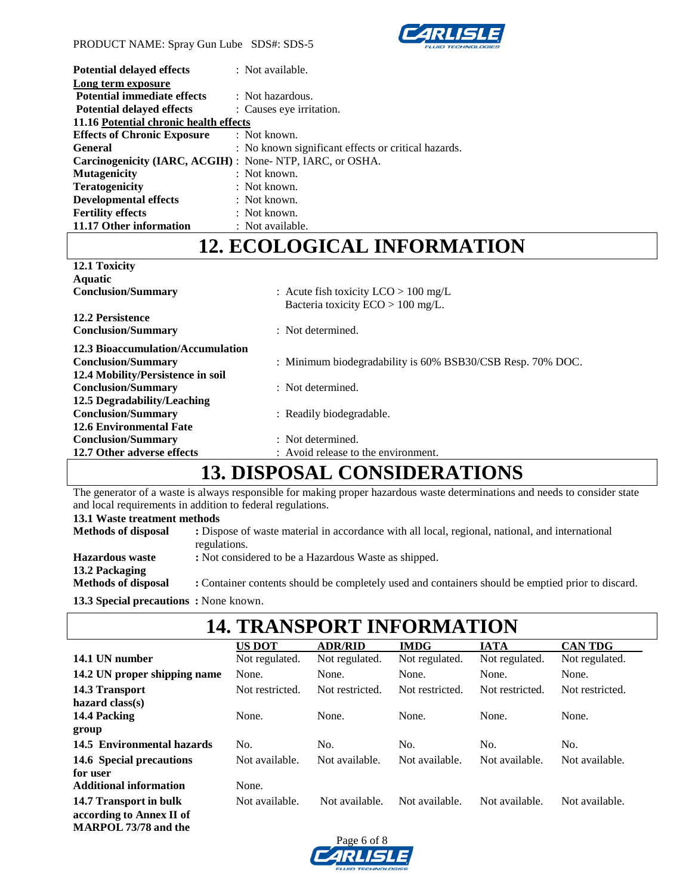**Potential delayed effects** : Not available.

**Long term exposure**

**Potential immediate effects** : Not hazardous.

**Potential delayed effects** : Causes eye irritation.

**11.16 Potential chronic health effects**

**Effects of Chronic Exposure** : Not known.

**General** : No known significant effects or critical hazards.

**Carcinogenicity (IARC, ACGIH)** : None- NTP, IARC, or OSHA.

**Mutagenicity** : Not known.

**Teratogenicity** : Not known.

**Developmental effects** : Not known.

**Fertility effects** : Not known.

**11.17 Other information** : Not available.

# 12. ECOLOGICAL INFORMATION

**12.1 Toxicity**

**Aquatic**

**Conclusion/Summary** : Acute fish toxicity LCO > 100 mg/L
Bacteria toxicity ECO > 100 mg/L.

**12.2 Persistence**

**Conclusion/Summary** : Not determined.

**12.3 Bioaccumulation/Accumulation**

**Conclusion/Summary** : Minimum biodegradability is 60% BSB30/CSB Resp. 70% DOC.

**12.4 Mobility/Persistence in soil**

**Conclusion/Summary** : Not determined.

**12.5 Degradability/Leaching**

**Conclusion/Summary** : Readily biodegradable.

**12.6 Environmental Fate**

**Conclusion/Summary** : Not determined.

**12.7 Other adverse effects** : Avoid release to the environment.

# 13. DISPOSAL CONSIDERATIONS

The generator of a waste is always responsible for making proper hazardous waste determinations and needs to consider state and local requirements in addition to federal regulations.

**13.1 Waste treatment methods**

**Methods of disposal** **:** Dispose of waste material in accordance with all local, regional, national, and international regulations.

**Hazardous waste** **:** Not considered to be a Hazardous Waste as shipped.

**13.2 Packaging**

**Methods of disposal** **:** Container contents should be completely used and containers should be emptied prior to discard.

**13.3 Special precautions** **:** None known.

# 14. TRANSPORT INFORMATION

| | US DOT | ADR/RID | IMDG | IATA | CAN TDG |
|---|---|---|---|---|---|
| **14.1 UN number** | Not regulated. | Not regulated. | Not regulated. | Not regulated. | Not regulated. |
| **14.2 UN proper shipping name** | None. | None. | None. | None. | None. |
| **14.3 Transport hazard class(s)** | Not restricted. | Not restricted. | Not restricted. | Not restricted. | Not restricted. |
| **14.4 Packing group** | None. | None. | None. | None. | None. |
| **14.5 Environmental hazards** | No. | No. | No. | No. | No. |
| **14.6 Special precautions for user** | Not available. | Not available. | Not available. | Not available. | Not available. |
| **Additional information** | None. | | | | |
| **14.7 Transport in bulk according to Annex II of MARPOL 73/78 and the** | Not available. | Not available. | Not available. | Not available. | Not available. |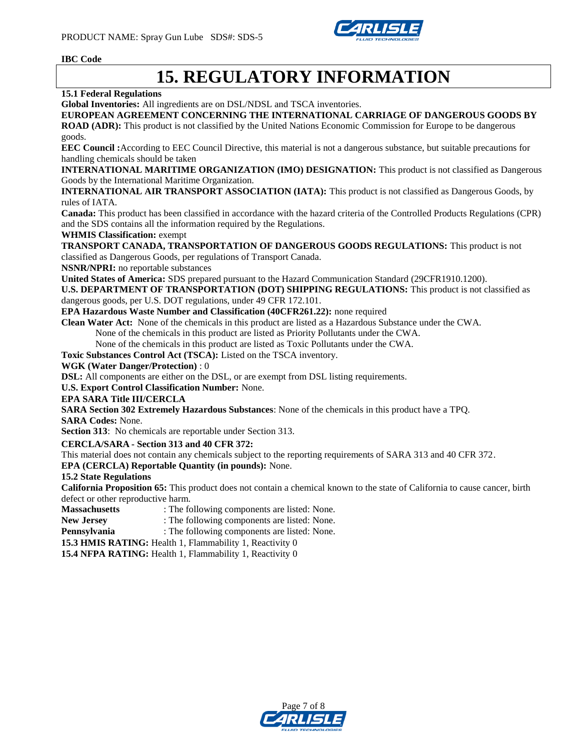**IBC Code**

# 15. REGULATORY INFORMATION

**15.1 Federal Regulations**

**Global Inventories:** All ingredients are on DSL/NDSL and TSCA inventories.

**EUROPEAN AGREEMENT CONCERNING THE INTERNATIONAL CARRIAGE OF DANGEROUS GOODS BY ROAD (ADR):** This product is not classified by the United Nations Economic Commission for Europe to be dangerous goods.

**EEC Council :**According to EEC Council Directive, this material is not a dangerous substance, but suitable precautions for handling chemicals should be taken

**INTERNATIONAL MARITIME ORGANIZATION (IMO) DESIGNATION:** This product is not classified as Dangerous Goods by the International Maritime Organization.

**INTERNATIONAL AIR TRANSPORT ASSOCIATION (IATA):** This product is not classified as Dangerous Goods, by rules of IATA.

**Canada:** This product has been classified in accordance with the hazard criteria of the Controlled Products Regulations (CPR) and the SDS contains all the information required by the Regulations.

**WHMIS Classification:** exempt

**TRANSPORT CANADA, TRANSPORTATION OF DANGEROUS GOODS REGULATIONS:** This product is not classified as Dangerous Goods, per regulations of Transport Canada.

**NSNR/NPRI:** no reportable substances

**United States of America:** SDS prepared pursuant to the Hazard Communication Standard (29CFR1910.1200).

**U.S. DEPARTMENT OF TRANSPORTATION (DOT) SHIPPING REGULATIONS:** This product is not classified as dangerous goods, per U.S. DOT regulations, under 49 CFR 172.101.

**EPA Hazardous Waste Number and Classification (40CFR261.22):** none required

**Clean Water Act:** None of the chemicals in this product are listed as a Hazardous Substance under the CWA.
None of the chemicals in this product are listed as Priority Pollutants under the CWA.
None of the chemicals in this product are listed as Toxic Pollutants under the CWA.

**Toxic Substances Control Act (TSCA):** Listed on the TSCA inventory.

**WGK (Water Danger/Protection)** : 0

**DSL:** All components are either on the DSL, or are exempt from DSL listing requirements.

**U.S. Export Control Classification Number:** None.

**EPA SARA Title III/CERCLA**

**SARA Section 302 Extremely Hazardous Substances**: None of the chemicals in this product have a TPQ.

**SARA Codes:** None.

**Section 313**: No chemicals are reportable under Section 313.

**CERCLA/SARA - Section 313 and 40 CFR 372:**

This material does not contain any chemicals subject to the reporting requirements of SARA 313 and 40 CFR 372.

**EPA (CERCLA) Reportable Quantity (in pounds):** None.

**15.2 State Regulations**

**California Proposition 65:** This product does not contain a chemical known to the state of California to cause cancer, birth defect or other reproductive harm.

**Massachusetts** : The following components are listed: None.

**New Jersey** : The following components are listed: None.

**Pennsylvania** : The following components are listed: None.

**15.3 HMIS RATING:** Health 1, Flammability 1, Reactivity 0

**15.4 NFPA RATING:** Health 1, Flammability 1, Reactivity 0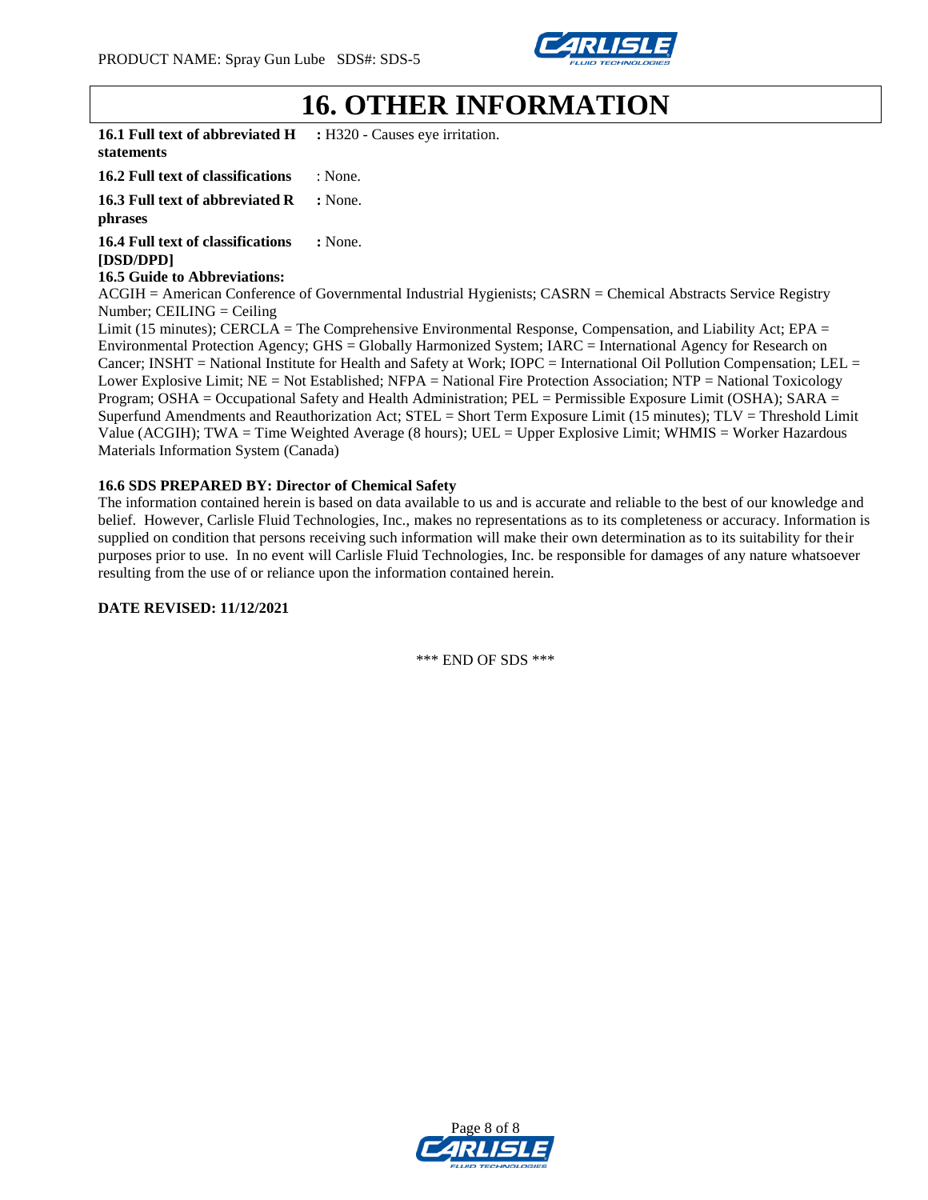# 16. OTHER INFORMATION

**16.1 Full text of abbreviated H statements** **:** H320 - Causes eye irritation.

**16.2 Full text of classifications** : None.

**16.3 Full text of abbreviated R phrases** **:** None.

**16.4 Full text of classifications [DSD/DPD]** **:** None.

**16.5 Guide to Abbreviations:**

ACGIH = American Conference of Governmental Industrial Hygienists; CASRN = Chemical Abstracts Service Registry Number; CEILING = Ceiling Limit (15 minutes); CERCLA = The Comprehensive Environmental Response, Compensation, and Liability Act; EPA = Environmental Protection Agency; GHS = Globally Harmonized System; IARC = International Agency for Research on Cancer; INSHT = National Institute for Health and Safety at Work; IOPC = International Oil Pollution Compensation; LEL = Lower Explosive Limit; NE = Not Established; NFPA = National Fire Protection Association; NTP = National Toxicology Program; OSHA = Occupational Safety and Health Administration; PEL = Permissible Exposure Limit (OSHA); SARA = Superfund Amendments and Reauthorization Act; STEL = Short Term Exposure Limit (15 minutes); TLV = Threshold Limit Value (ACGIH); TWA = Time Weighted Average (8 hours); UEL = Upper Explosive Limit; WHMIS = Worker Hazardous Materials Information System (Canada)

**16.6 SDS PREPARED BY: Director of Chemical Safety**

The information contained herein is based on data available to us and is accurate and reliable to the best of our knowledge and belief. However, Carlisle Fluid Technologies, Inc., makes no representations as to its completeness or accuracy. Information is supplied on condition that persons receiving such information will make their own determination as to its suitability for their purposes prior to use. In no event will Carlisle Fluid Technologies, Inc. be responsible for damages of any nature whatsoever resulting from the use of or reliance upon the information contained herein.

**DATE REVISED: 11/12/2021**

*** END OF SDS ***